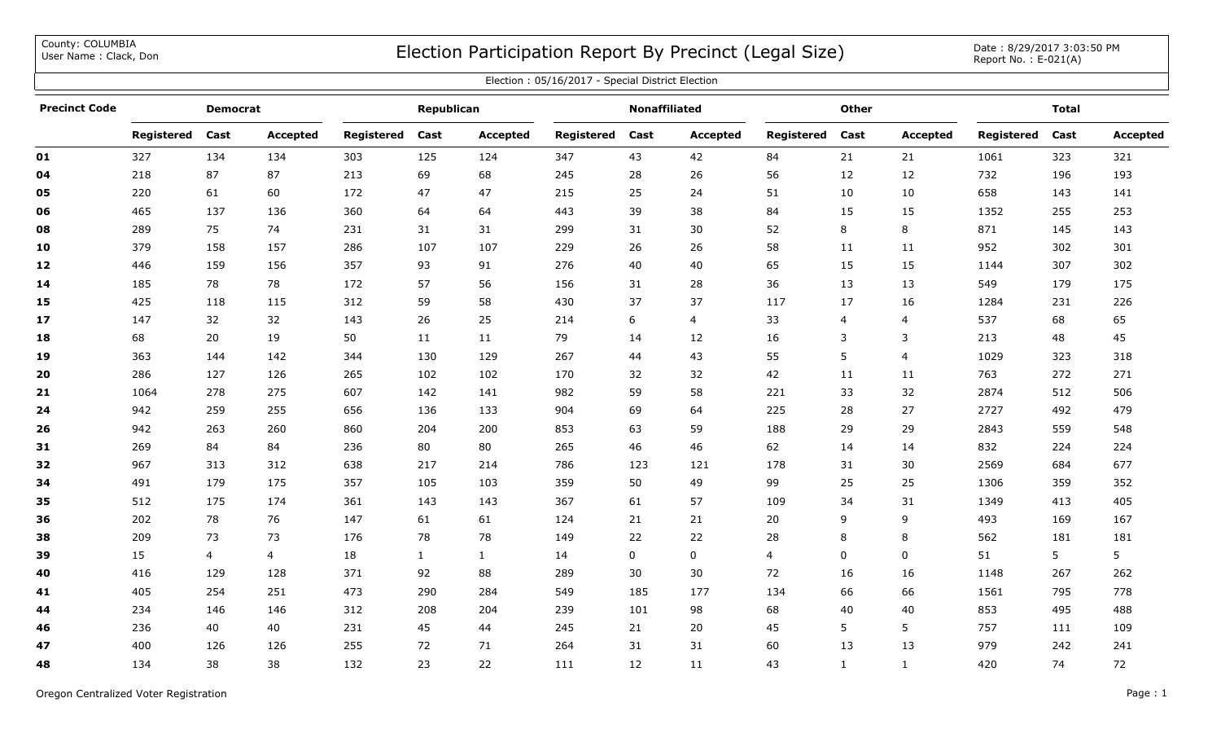County: COLUMBIA
User Name : Clack, Don

# Election Participation Report By Precinct (Legal Size)

Date : 8/29/2017 3:03:50 PM
Report No. : E-021(A)

Election : 05/16/2017 - Special District Election

| Precinct Code | Democrat | | | Republican | | | Nonaffiliated | | | Other | | | Total | | |
|---|---|---|---|---|---|---|---|---|---|---|---|---|---|---|---|
| | Registered | Cast | Accepted | Registered | Cast | Accepted | Registered | Cast | Accepted | Registered | Cast | Accepted | Registered | Cast | Accepted |
| **01** | 327 | 134 | 134 | 303 | 125 | 124 | 347 | 43 | 42 | 84 | 21 | 21 | 1061 | 323 | 321 |
| **04** | 218 | 87 | 87 | 213 | 69 | 68 | 245 | 28 | 26 | 56 | 12 | 12 | 732 | 196 | 193 |
| **05** | 220 | 61 | 60 | 172 | 47 | 47 | 215 | 25 | 24 | 51 | 10 | 10 | 658 | 143 | 141 |
| **06** | 465 | 137 | 136 | 360 | 64 | 64 | 443 | 39 | 38 | 84 | 15 | 15 | 1352 | 255 | 253 |
| **08** | 289 | 75 | 74 | 231 | 31 | 31 | 299 | 31 | 30 | 52 | 8 | 8 | 871 | 145 | 143 |
| **10** | 379 | 158 | 157 | 286 | 107 | 107 | 229 | 26 | 26 | 58 | 11 | 11 | 952 | 302 | 301 |
| **12** | 446 | 159 | 156 | 357 | 93 | 91 | 276 | 40 | 40 | 65 | 15 | 15 | 1144 | 307 | 302 |
| **14** | 185 | 78 | 78 | 172 | 57 | 56 | 156 | 31 | 28 | 36 | 13 | 13 | 549 | 179 | 175 |
| **15** | 425 | 118 | 115 | 312 | 59 | 58 | 430 | 37 | 37 | 117 | 17 | 16 | 1284 | 231 | 226 |
| **17** | 147 | 32 | 32 | 143 | 26 | 25 | 214 | 6 | 4 | 33 | 4 | 4 | 537 | 68 | 65 |
| **18** | 68 | 20 | 19 | 50 | 11 | 11 | 79 | 14 | 12 | 16 | 3 | 3 | 213 | 48 | 45 |
| **19** | 363 | 144 | 142 | 344 | 130 | 129 | 267 | 44 | 43 | 55 | 5 | 4 | 1029 | 323 | 318 |
| **20** | 286 | 127 | 126 | 265 | 102 | 102 | 170 | 32 | 32 | 42 | 11 | 11 | 763 | 272 | 271 |
| **21** | 1064 | 278 | 275 | 607 | 142 | 141 | 982 | 59 | 58 | 221 | 33 | 32 | 2874 | 512 | 506 |
| **24** | 942 | 259 | 255 | 656 | 136 | 133 | 904 | 69 | 64 | 225 | 28 | 27 | 2727 | 492 | 479 |
| **26** | 942 | 263 | 260 | 860 | 204 | 200 | 853 | 63 | 59 | 188 | 29 | 29 | 2843 | 559 | 548 |
| **31** | 269 | 84 | 84 | 236 | 80 | 80 | 265 | 46 | 46 | 62 | 14 | 14 | 832 | 224 | 224 |
| **32** | 967 | 313 | 312 | 638 | 217 | 214 | 786 | 123 | 121 | 178 | 31 | 30 | 2569 | 684 | 677 |
| **34** | 491 | 179 | 175 | 357 | 105 | 103 | 359 | 50 | 49 | 99 | 25 | 25 | 1306 | 359 | 352 |
| **35** | 512 | 175 | 174 | 361 | 143 | 143 | 367 | 61 | 57 | 109 | 34 | 31 | 1349 | 413 | 405 |
| **36** | 202 | 78 | 76 | 147 | 61 | 61 | 124 | 21 | 21 | 20 | 9 | 9 | 493 | 169 | 167 |
| **38** | 209 | 73 | 73 | 176 | 78 | 78 | 149 | 22 | 22 | 28 | 8 | 8 | 562 | 181 | 181 |
| **39** | 15 | 4 | 4 | 18 | 1 | 1 | 14 | 0 | 0 | 4 | 0 | 0 | 51 | 5 | 5 |
| **40** | 416 | 129 | 128 | 371 | 92 | 88 | 289 | 30 | 30 | 72 | 16 | 16 | 1148 | 267 | 262 |
| **41** | 405 | 254 | 251 | 473 | 290 | 284 | 549 | 185 | 177 | 134 | 66 | 66 | 1561 | 795 | 778 |
| **44** | 234 | 146 | 146 | 312 | 208 | 204 | 239 | 101 | 98 | 68 | 40 | 40 | 853 | 495 | 488 |
| **46** | 236 | 40 | 40 | 231 | 45 | 44 | 245 | 21 | 20 | 45 | 5 | 5 | 757 | 111 | 109 |
| **47** | 400 | 126 | 126 | 255 | 72 | 71 | 264 | 31 | 31 | 60 | 13 | 13 | 979 | 242 | 241 |
| **48** | 134 | 38 | 38 | 132 | 23 | 22 | 111 | 12 | 11 | 43 | 1 | 1 | 420 | 74 | 72 |

Oregon Centralized Voter Registration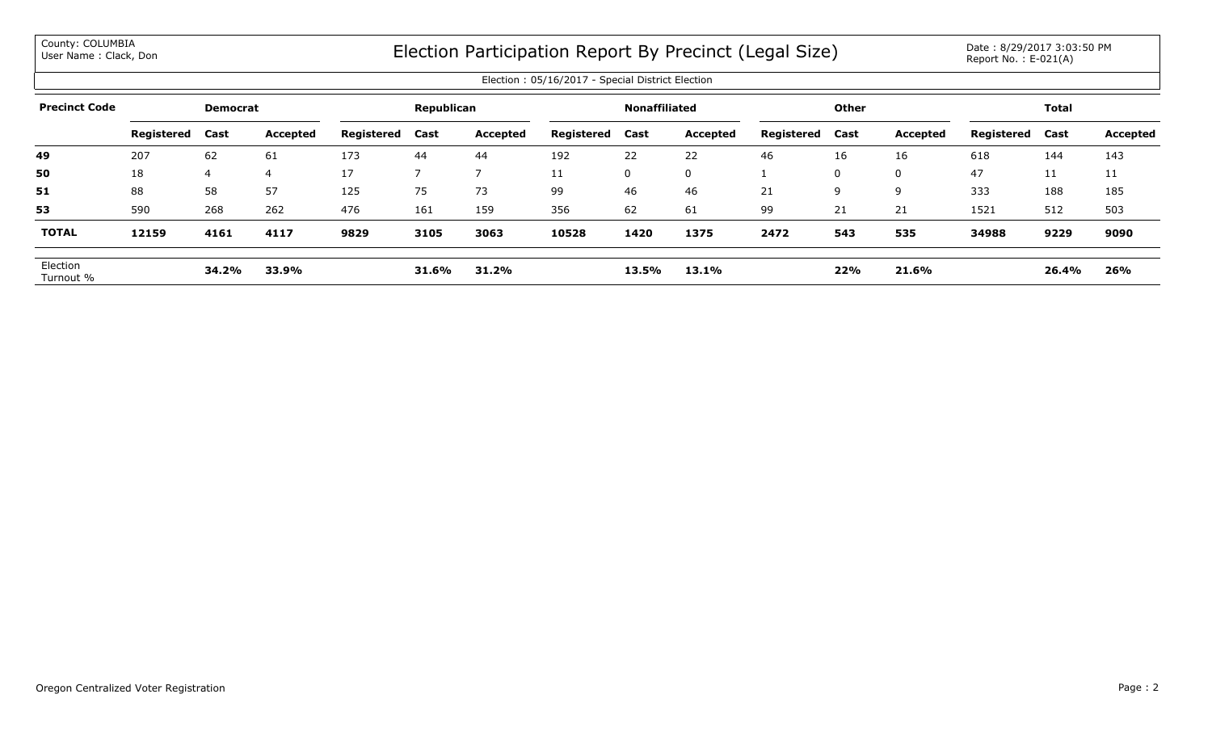County: COLUMBIA
User Name : Clack, Don

# Election Participation Report By Precinct (Legal Size)

Date : 8/29/2017 3:03:50 PM
Report No. : E-021(A)

Election : 05/16/2017 - Special District Election

| Precinct Code | Democrat | | | Republican | | | Nonaffiliated | | | Other | | | Total | | |
|---|---|---|---|---|---|---|---|---|---|---|---|---|---|---|---|
| | Registered | Cast | Accepted | Registered | Cast | Accepted | Registered | Cast | Accepted | Registered | Cast | Accepted | Registered | Cast | Accepted |
| **49** | 207 | 62 | 61 | 173 | 44 | 44 | 192 | 22 | 22 | 46 | 16 | 16 | 618 | 144 | 143 |
| **50** | 18 | 4 | 4 | 17 | 7 | 7 | 11 | 0 | 0 | 1 | 0 | 0 | 47 | 11 | 11 |
| **51** | 88 | 58 | 57 | 125 | 75 | 73 | 99 | 46 | 46 | 21 | 9 | 9 | 333 | 188 | 185 |
| **53** | 590 | 268 | 262 | 476 | 161 | 159 | 356 | 62 | 61 | 99 | 21 | 21 | 1521 | 512 | 503 |
| **TOTAL** | **12159** | **4161** | **4117** | **9829** | **3105** | **3063** | **10528** | **1420** | **1375** | **2472** | **543** | **535** | **34988** | **9229** | **9090** |
| Election Turnout % | | **34.2%** | **33.9%** | | **31.6%** | **31.2%** | | **13.5%** | **13.1%** | | **22%** | **21.6%** | | **26.4%** | **26%** |

Oregon Centralized Voter Registration